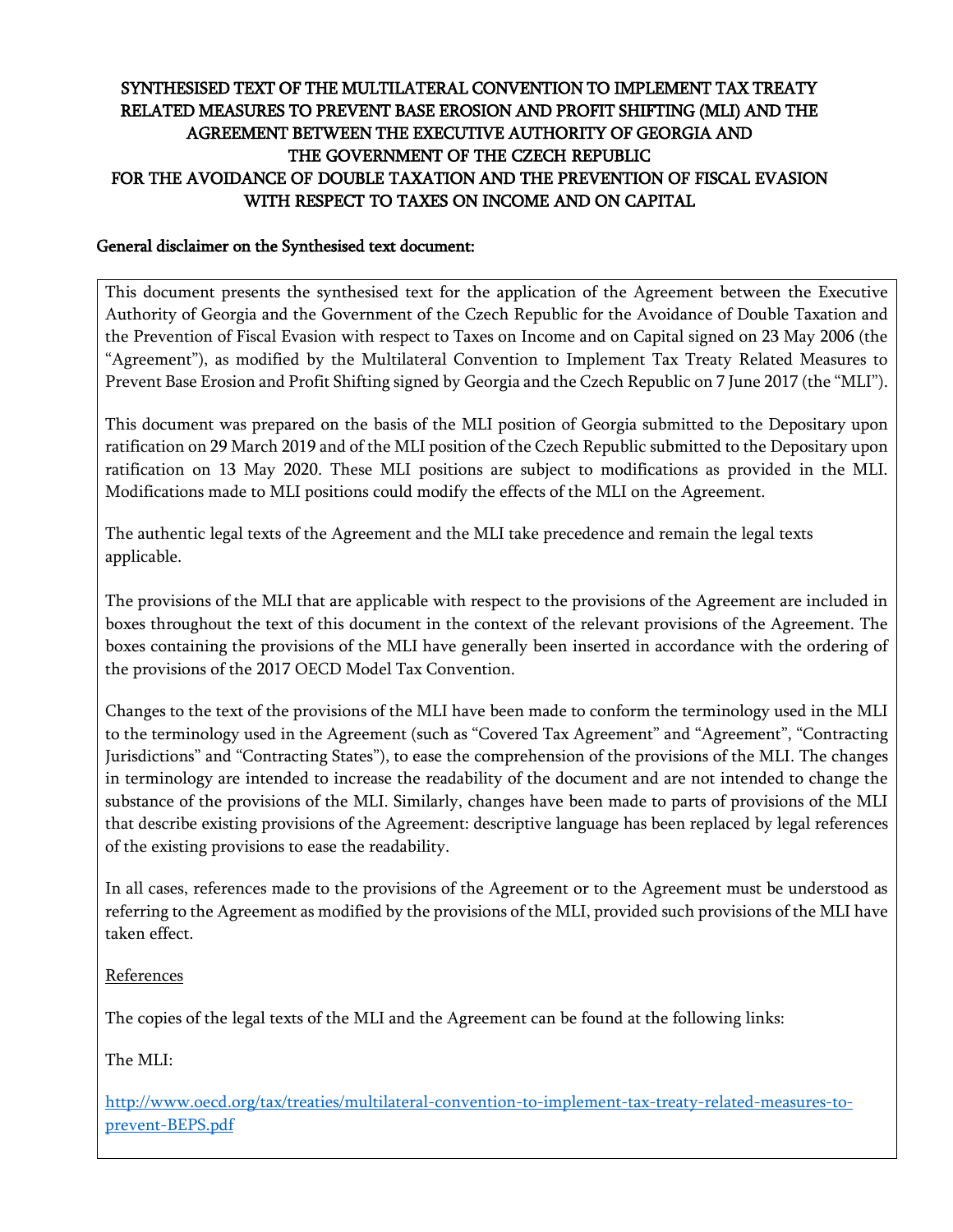# SYNTHESISED TEXT OF THE MULTILATERAL CONVENTION TO IMPLEMENT TAX TREATY RELATED MEASURES TO PREVENT BASE EROSION AND PROFIT SHIFTING (MLI) AND THE AGREEMENT BETWEEN THE EXECUTIVE AUTHORITY OF GEORGIA AND THE GOVERNMENT OF THE CZECH REPUBLIC FOR THE AVOIDANCE OF DOUBLE TAXATION AND THE PREVENTION OF FISCAL EVASION WITH RESPECT TO TAXES ON INCOME AND ON CAPITAL

## General disclaimer on the Synthesised text document:

This document presents the synthesised text for the application of the Agreement between the Executive Authority of Georgia and the Government of the Czech Republic for the Avoidance of Double Taxation and the Prevention of Fiscal Evasion with respect to Taxes on Income and on Capital signed on 23 May 2006 (the "Agreement"), as modified by the Multilateral Convention to Implement Tax Treaty Related Measures to Prevent Base Erosion and Profit Shifting signed by Georgia and the Czech Republic on 7 June 2017 (the "MLI").

This document was prepared on the basis of the MLI position of Georgia submitted to the Depositary upon ratification on 29 March 2019 and of the MLI position of the Czech Republic submitted to the Depositary upon ratification on 13 May 2020. These MLI positions are subject to modifications as provided in the MLI. Modifications made to MLI positions could modify the effects of the MLI on the Agreement.

The authentic legal texts of the Agreement and the MLI take precedence and remain the legal texts applicable.

The provisions of the MLI that are applicable with respect to the provisions of the Agreement are included in boxes throughout the text of this document in the context of the relevant provisions of the Agreement. The boxes containing the provisions of the MLI have generally been inserted in accordance with the ordering of the provisions of the 2017 OECD Model Tax Convention.

Changes to the text of the provisions of the MLI have been made to conform the terminology used in the MLI to the terminology used in the Agreement (such as "Covered Tax Agreement" and "Agreement", "Contracting Jurisdictions" and "Contracting States"), to ease the comprehension of the provisions of the MLI. The changes in terminology are intended to increase the readability of the document and are not intended to change the substance of the provisions of the MLI. Similarly, changes have been made to parts of provisions of the MLI that describe existing provisions of the Agreement: descriptive language has been replaced by legal references of the existing provisions to ease the readability.

In all cases, references made to the provisions of the Agreement or to the Agreement must be understood as referring to the Agreement as modified by the provisions of the MLI, provided such provisions of the MLI have taken effect.

References

The copies of the legal texts of the MLI and the Agreement can be found at the following links:

The MLI:

http://www.oecd.org/tax/treaties/multilateral-convention-to-implement-tax-treaty-related-measures-to-prevent-BEPS.pdf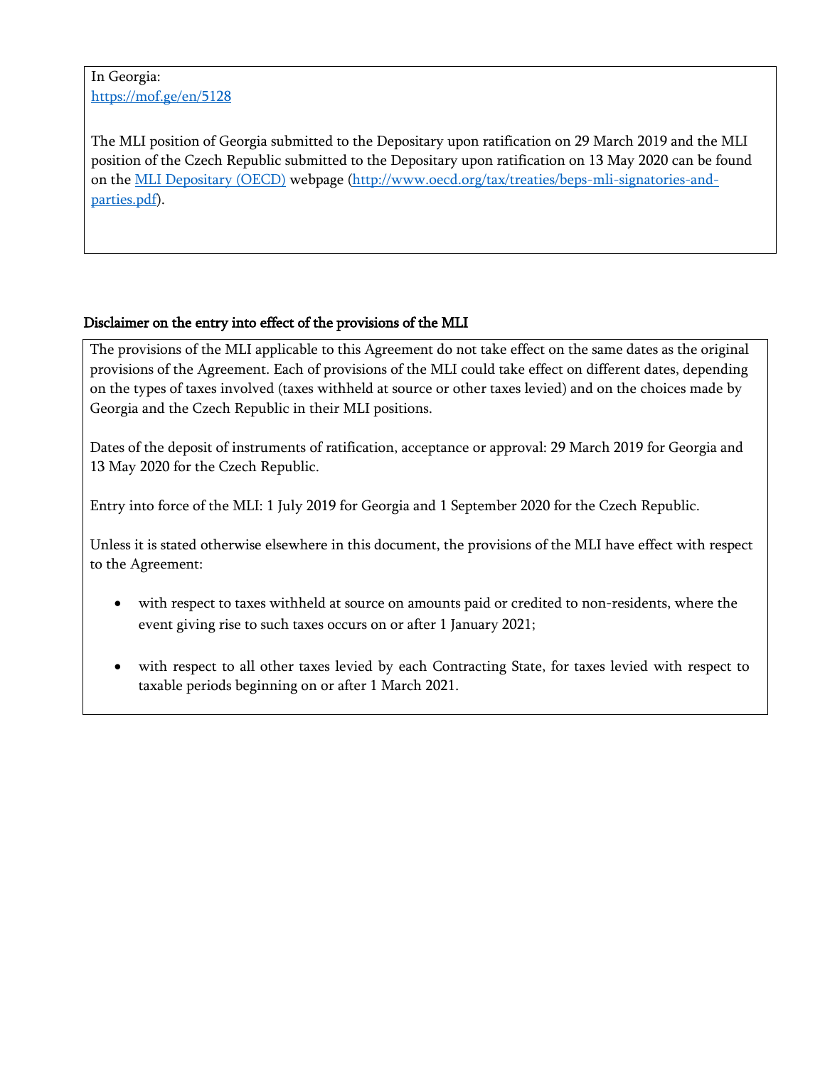In Georgia:
[https://mof.ge/en/5128](https://mof.ge/en/5128)

The MLI position of Georgia submitted to the Depositary upon ratification on 29 March 2019 and the MLI position of the Czech Republic submitted to the Depositary upon ratification on 13 May 2020 can be found on the [MLI Depositary (OECD)](http://www.oecd.org/tax/treaties/beps-mli-signatories-and-parties.pdf) webpage ([http://www.oecd.org/tax/treaties/beps-mli-signatories-and-parties.pdf](http://www.oecd.org/tax/treaties/beps-mli-signatories-and-parties.pdf)).

## Disclaimer on the entry into effect of the provisions of the MLI

The provisions of the MLI applicable to this Agreement do not take effect on the same dates as the original provisions of the Agreement. Each of provisions of the MLI could take effect on different dates, depending on the types of taxes involved (taxes withheld at source or other taxes levied) and on the choices made by Georgia and the Czech Republic in their MLI positions.

Dates of the deposit of instruments of ratification, acceptance or approval: 29 March 2019 for Georgia and 13 May 2020 for the Czech Republic.

Entry into force of the MLI: 1 July 2019 for Georgia and 1 September 2020 for the Czech Republic.

Unless it is stated otherwise elsewhere in this document, the provisions of the MLI have effect with respect to the Agreement:

- with respect to taxes withheld at source on amounts paid or credited to non-residents, where the event giving rise to such taxes occurs on or after 1 January 2021;
- with respect to all other taxes levied by each Contracting State, for taxes levied with respect to taxable periods beginning on or after 1 March 2021.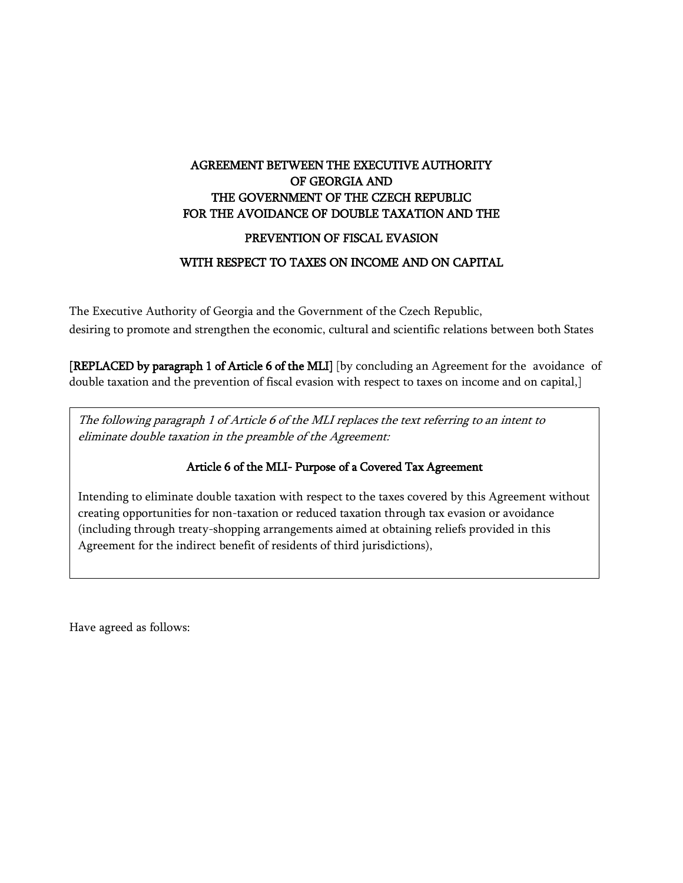# AGREEMENT BETWEEN THE EXECUTIVE AUTHORITY OF GEORGIA AND THE GOVERNMENT OF THE CZECH REPUBLIC FOR THE AVOIDANCE OF DOUBLE TAXATION AND THE PREVENTION OF FISCAL EVASION WITH RESPECT TO TAXES ON INCOME AND ON CAPITAL

The Executive Authority of Georgia and the Government of the Czech Republic,
desiring to promote and strengthen the economic, cultural and scientific relations between both States

**[REPLACED by paragraph 1 of Article 6 of the MLI]** [by concluding an Agreement for the avoidance of double taxation and the prevention of fiscal evasion with respect to taxes on income and on capital,]

> *The following paragraph 1 of Article 6 of the MLI replaces the text referring to an intent to eliminate double taxation in the preamble of the Agreement:*
>
> **Article 6 of the MLI- Purpose of a Covered Tax Agreement**
>
> Intending to eliminate double taxation with respect to the taxes covered by this Agreement without creating opportunities for non-taxation or reduced taxation through tax evasion or avoidance (including through treaty-shopping arrangements aimed at obtaining reliefs provided in this Agreement for the indirect benefit of residents of third jurisdictions),

Have agreed as follows: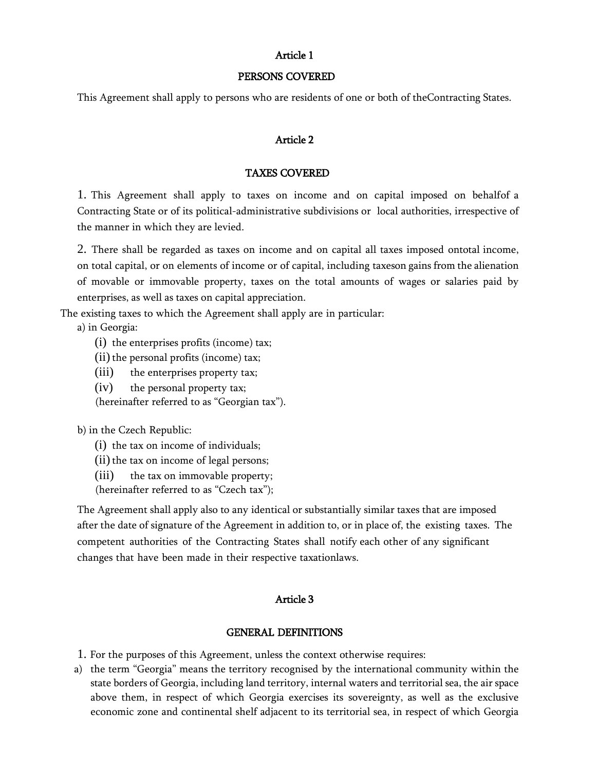## Article 1

## PERSONS COVERED

This Agreement shall apply to persons who are residents of one or both of theContracting States.

## Article 2

## TAXES COVERED

1. This Agreement shall apply to taxes on income and on capital imposed on behalfof a Contracting State or of its political-administrative subdivisions or local authorities, irrespective of the manner in which they are levied.

2. There shall be regarded as taxes on income and on capital all taxes imposed ontotal income, on total capital, or on elements of income or of capital, including taxeson gains from the alienation of movable or immovable property, taxes on the total amounts of wages or salaries paid by enterprises, as well as taxes on capital appreciation.

The existing taxes to which the Agreement shall apply are in particular:

a) in Georgia:

(i) the enterprises profits (income) tax;
(ii) the personal profits (income) tax;
(iii) the enterprises property tax;
(iv) the personal property tax;
(hereinafter referred to as "Georgian tax").

b) in the Czech Republic:

(i) the tax on income of individuals;
(ii) the tax on income of legal persons;
(iii) the tax on immovable property;
(hereinafter referred to as "Czech tax");

The Agreement shall apply also to any identical or substantially similar taxes that are imposed after the date of signature of the Agreement in addition to, or in place of, the existing taxes. The competent authorities of the Contracting States shall notify each other of any significant changes that have been made in their respective taxationlaws.

## Article 3

## GENERAL DEFINITIONS

1. For the purposes of this Agreement, unless the context otherwise requires:

a) the term "Georgia" means the territory recognised by the international community within the state borders of Georgia, including land territory, internal waters and territorial sea, the air space above them, in respect of which Georgia exercises its sovereignty, as well as the exclusive economic zone and continental shelf adjacent to its territorial sea, in respect of which Georgia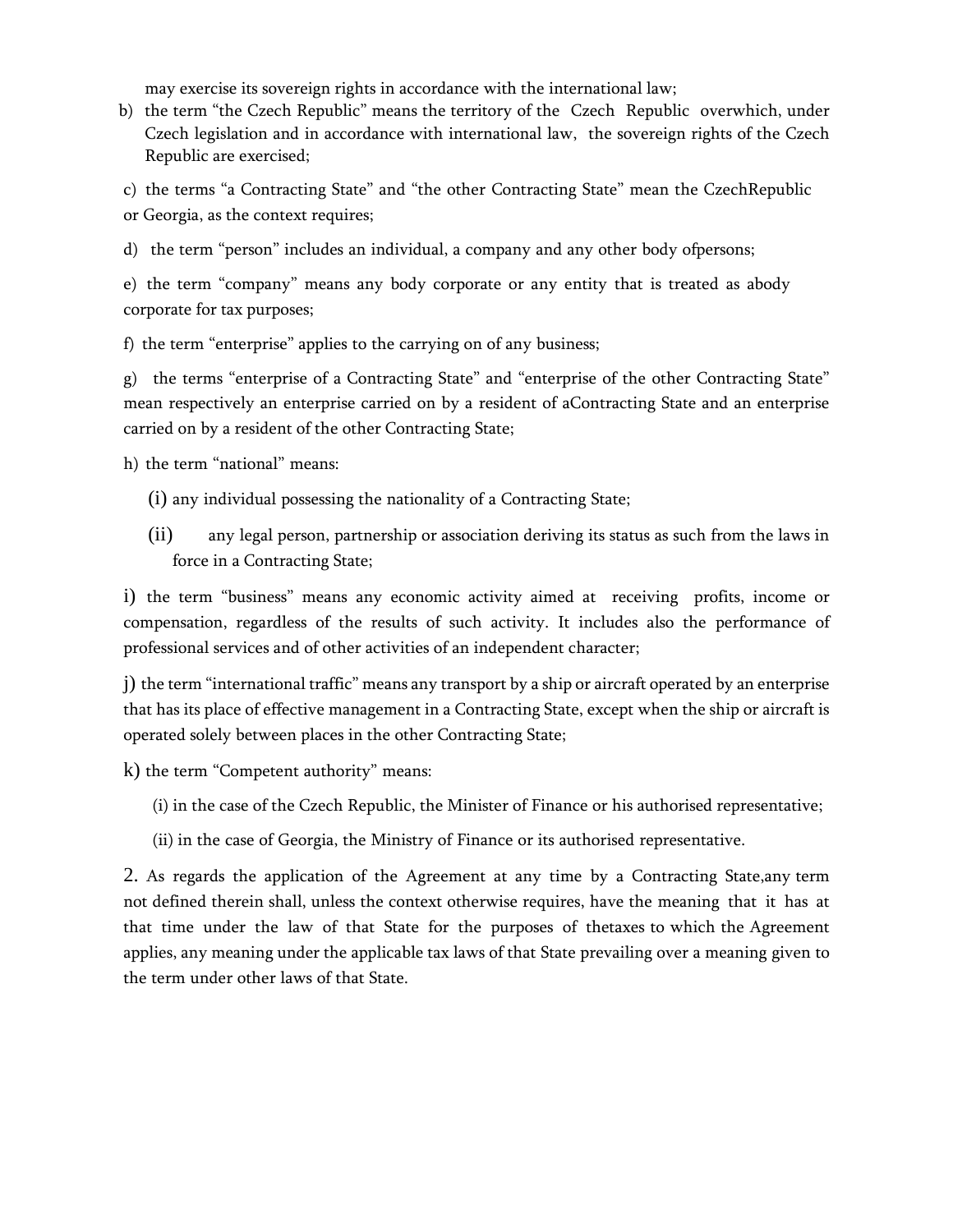may exercise its sovereign rights in accordance with the international law;

b) the term "the Czech Republic" means the territory of the Czech Republic overwhich, under Czech legislation and in accordance with international law, the sovereign rights of the Czech Republic are exercised;

c) the terms "a Contracting State" and "the other Contracting State" mean the CzechRepublic or Georgia, as the context requires;

d) the term "person" includes an individual, a company and any other body ofpersons;

e) the term "company" means any body corporate or any entity that is treated as abody corporate for tax purposes;

f) the term "enterprise" applies to the carrying on of any business;

g) the terms "enterprise of a Contracting State" and "enterprise of the other Contracting State" mean respectively an enterprise carried on by a resident of aContracting State and an enterprise carried on by a resident of the other Contracting State;

h) the term "national" means:

(i) any individual possessing the nationality of a Contracting State;

(ii) any legal person, partnership or association deriving its status as such from the laws in force in a Contracting State;

i) the term "business" means any economic activity aimed at receiving profits, income or compensation, regardless of the results of such activity. It includes also the performance of professional services and of other activities of an independent character;

j) the term "international traffic" means any transport by a ship or aircraft operated by an enterprise that has its place of effective management in a Contracting State, except when the ship or aircraft is operated solely between places in the other Contracting State;

k) the term "Competent authority" means:

(i) in the case of the Czech Republic, the Minister of Finance or his authorised representative;

(ii) in the case of Georgia, the Ministry of Finance or its authorised representative.

2. As regards the application of the Agreement at any time by a Contracting State,any term not defined therein shall, unless the context otherwise requires, have the meaning that it has at that time under the law of that State for the purposes of thetaxes to which the Agreement applies, any meaning under the applicable tax laws of that State prevailing over a meaning given to the term under other laws of that State.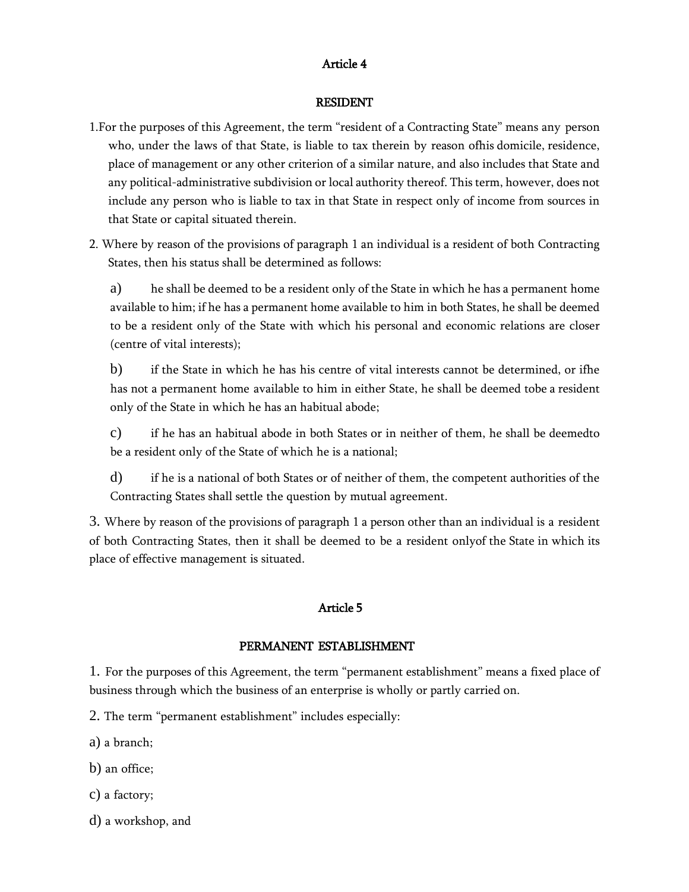## Article 4

### RESIDENT

1.For the purposes of this Agreement, the term "resident of a Contracting State" means any person who, under the laws of that State, is liable to tax therein by reason ofhis domicile, residence, place of management or any other criterion of a similar nature, and also includes that State and any political-administrative subdivision or local authority thereof. This term, however, does not include any person who is liable to tax in that State in respect only of income from sources in that State or capital situated therein.

2. Where by reason of the provisions of paragraph 1 an individual is a resident of both Contracting States, then his status shall be determined as follows:

a) he shall be deemed to be a resident only of the State in which he has a permanent home available to him; if he has a permanent home available to him in both States, he shall be deemed to be a resident only of the State with which his personal and economic relations are closer (centre of vital interests);

b) if the State in which he has his centre of vital interests cannot be determined, or ifhe has not a permanent home available to him in either State, he shall be deemed tobe a resident only of the State in which he has an habitual abode;

c) if he has an habitual abode in both States or in neither of them, he shall be deemedto be a resident only of the State of which he is a national;

d) if he is a national of both States or of neither of them, the competent authorities of the Contracting States shall settle the question by mutual agreement.

3. Where by reason of the provisions of paragraph 1 a person other than an individual is a resident of both Contracting States, then it shall be deemed to be a resident onlyof the State in which its place of effective management is situated.

## Article 5

### PERMANENT ESTABLISHMENT

1. For the purposes of this Agreement, the term "permanent establishment" means a fixed place of business through which the business of an enterprise is wholly or partly carried on.

2. The term "permanent establishment" includes especially:

a) a branch;

b) an office;

c) a factory;

d) a workshop, and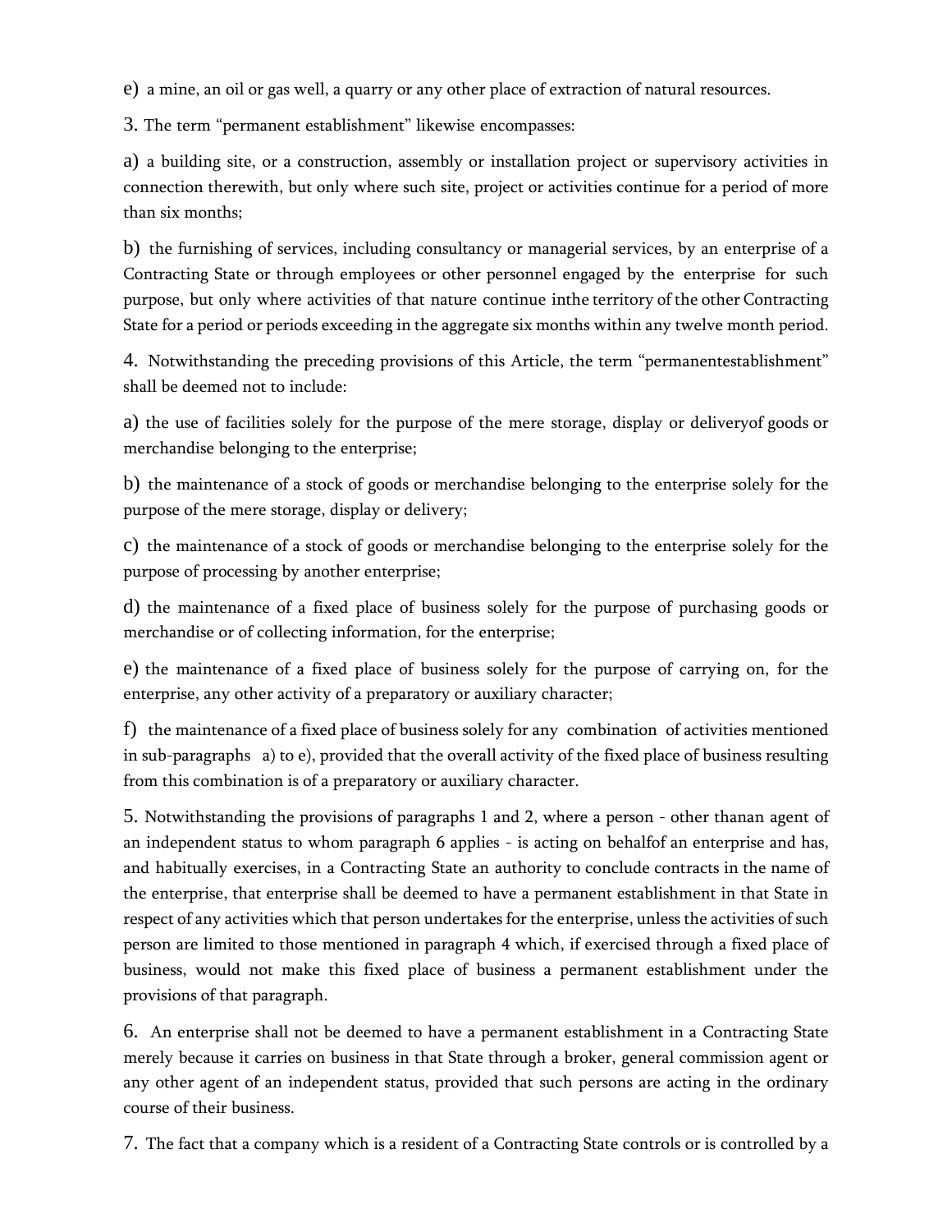e) a mine, an oil or gas well, a quarry or any other place of extraction of natural resources.

3. The term "permanent establishment" likewise encompasses:

a) a building site, or a construction, assembly or installation project or supervisory activities in connection therewith, but only where such site, project or activities continue for a period of more than six months;

b) the furnishing of services, including consultancy or managerial services, by an enterprise of a Contracting State or through employees or other personnel engaged by the enterprise for such purpose, but only where activities of that nature continue inthe territory of the other Contracting State for a period or periods exceeding in the aggregate six months within any twelve month period.

4. Notwithstanding the preceding provisions of this Article, the term "permanentestablishment" shall be deemed not to include:

a) the use of facilities solely for the purpose of the mere storage, display or deliveryof goods or merchandise belonging to the enterprise;

b) the maintenance of a stock of goods or merchandise belonging to the enterprise solely for the purpose of the mere storage, display or delivery;

c) the maintenance of a stock of goods or merchandise belonging to the enterprise solely for the purpose of processing by another enterprise;

d) the maintenance of a fixed place of business solely for the purpose of purchasing goods or merchandise or of collecting information, for the enterprise;

e) the maintenance of a fixed place of business solely for the purpose of carrying on, for the enterprise, any other activity of a preparatory or auxiliary character;

f) the maintenance of a fixed place of business solely for any combination of activities mentioned in sub-paragraphs a) to e), provided that the overall activity of the fixed place of business resulting from this combination is of a preparatory or auxiliary character.

5. Notwithstanding the provisions of paragraphs 1 and 2, where a person - other thanan agent of an independent status to whom paragraph 6 applies - is acting on behalfof an enterprise and has, and habitually exercises, in a Contracting State an authority to conclude contracts in the name of the enterprise, that enterprise shall be deemed to have a permanent establishment in that State in respect of any activities which that person undertakes for the enterprise, unless the activities of such person are limited to those mentioned in paragraph 4 which, if exercised through a fixed place of business, would not make this fixed place of business a permanent establishment under the provisions of that paragraph.

6. An enterprise shall not be deemed to have a permanent establishment in a Contracting State merely because it carries on business in that State through a broker, general commission agent or any other agent of an independent status, provided that such persons are acting in the ordinary course of their business.

7. The fact that a company which is a resident of a Contracting State controls or is controlled by a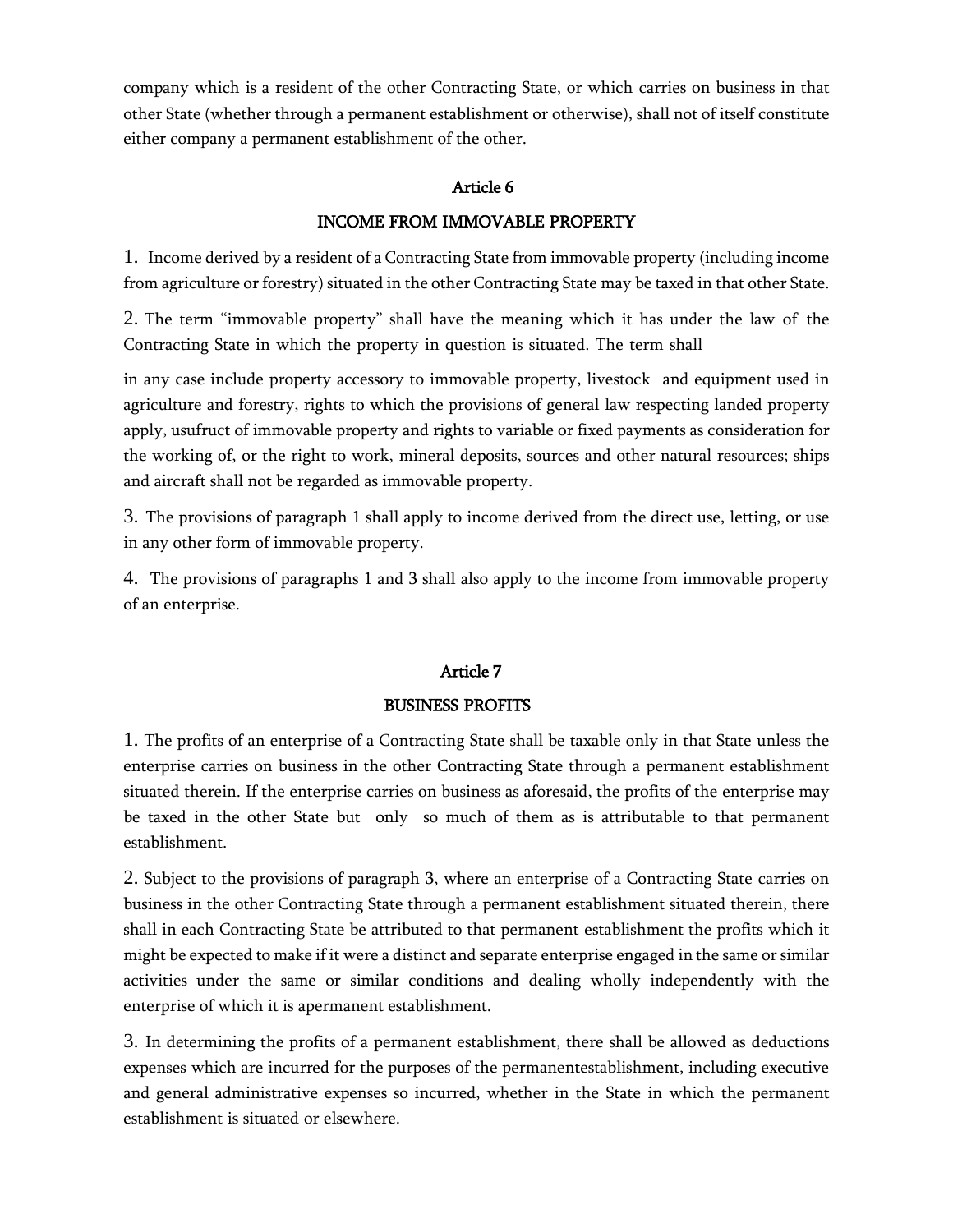company which is a resident of the other Contracting State, or which carries on business in that other State (whether through a permanent establishment or otherwise), shall not of itself constitute either company a permanent establishment of the other.

## Article 6

## INCOME FROM IMMOVABLE PROPERTY

1. Income derived by a resident of a Contracting State from immovable property (including income from agriculture or forestry) situated in the other Contracting State may be taxed in that other State.

2. The term "immovable property" shall have the meaning which it has under the law of the Contracting State in which the property in question is situated. The term shall

in any case include property accessory to immovable property, livestock and equipment used in agriculture and forestry, rights to which the provisions of general law respecting landed property apply, usufruct of immovable property and rights to variable or fixed payments as consideration for the working of, or the right to work, mineral deposits, sources and other natural resources; ships and aircraft shall not be regarded as immovable property.

3. The provisions of paragraph 1 shall apply to income derived from the direct use, letting, or use in any other form of immovable property.

4. The provisions of paragraphs 1 and 3 shall also apply to the income from immovable property of an enterprise.

## Article 7

## BUSINESS PROFITS

1. The profits of an enterprise of a Contracting State shall be taxable only in that State unless the enterprise carries on business in the other Contracting State through a permanent establishment situated therein. If the enterprise carries on business as aforesaid, the profits of the enterprise may be taxed in the other State but only so much of them as is attributable to that permanent establishment.

2. Subject to the provisions of paragraph 3, where an enterprise of a Contracting State carries on business in the other Contracting State through a permanent establishment situated therein, there shall in each Contracting State be attributed to that permanent establishment the profits which it might be expected to make if it were a distinct and separate enterprise engaged in the same or similar activities under the same or similar conditions and dealing wholly independently with the enterprise of which it is apermanent establishment.

3. In determining the profits of a permanent establishment, there shall be allowed as deductions expenses which are incurred for the purposes of the permanentestablishment, including executive and general administrative expenses so incurred, whether in the State in which the permanent establishment is situated or elsewhere.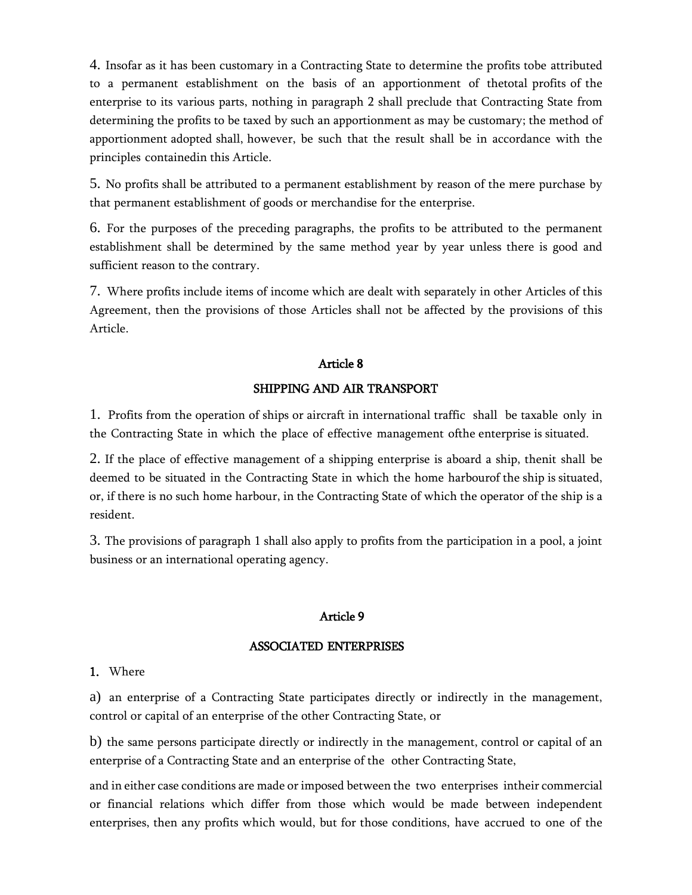4. Insofar as it has been customary in a Contracting State to determine the profits tobe attributed to a permanent establishment on the basis of an apportionment of thetotal profits of the enterprise to its various parts, nothing in paragraph 2 shall preclude that Contracting State from determining the profits to be taxed by such an apportionment as may be customary; the method of apportionment adopted shall, however, be such that the result shall be in accordance with the principles containedin this Article.

5. No profits shall be attributed to a permanent establishment by reason of the mere purchase by that permanent establishment of goods or merchandise for the enterprise.

6. For the purposes of the preceding paragraphs, the profits to be attributed to the permanent establishment shall be determined by the same method year by year unless there is good and sufficient reason to the contrary.

7. Where profits include items of income which are dealt with separately in other Articles of this Agreement, then the provisions of those Articles shall not be affected by the provisions of this Article.

## Article 8

## SHIPPING AND AIR TRANSPORT

1. Profits from the operation of ships or aircraft in international traffic shall be taxable only in the Contracting State in which the place of effective management ofthe enterprise is situated.

2. If the place of effective management of a shipping enterprise is aboard a ship, thenit shall be deemed to be situated in the Contracting State in which the home harbourof the ship is situated, or, if there is no such home harbour, in the Contracting State of which the operator of the ship is a resident.

3. The provisions of paragraph 1 shall also apply to profits from the participation in a pool, a joint business or an international operating agency.

## Article 9

## ASSOCIATED ENTERPRISES

1. Where

a) an enterprise of a Contracting State participates directly or indirectly in the management, control or capital of an enterprise of the other Contracting State, or

b) the same persons participate directly or indirectly in the management, control or capital of an enterprise of a Contracting State and an enterprise of the other Contracting State,

and in either case conditions are made or imposed between the two enterprises intheir commercial or financial relations which differ from those which would be made between independent enterprises, then any profits which would, but for those conditions, have accrued to one of the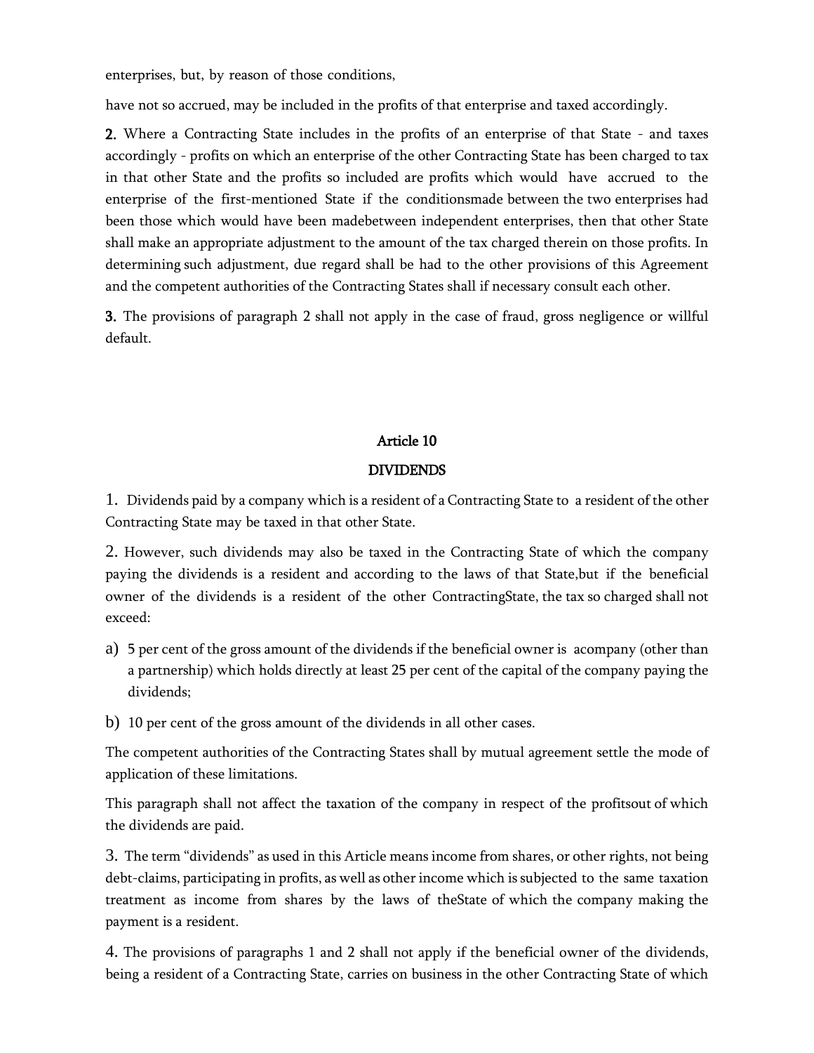enterprises, but, by reason of those conditions,

have not so accrued, may be included in the profits of that enterprise and taxed accordingly.

**2.** Where a Contracting State includes in the profits of an enterprise of that State - and taxes accordingly - profits on which an enterprise of the other Contracting State has been charged to tax in that other State and the profits so included are profits which would have accrued to the enterprise of the first-mentioned State if the conditionsmade between the two enterprises had been those which would have been madebetween independent enterprises, then that other State shall make an appropriate adjustment to the amount of the tax charged therein on those profits. In determining such adjustment, due regard shall be had to the other provisions of this Agreement and the competent authorities of the Contracting States shall if necessary consult each other.

**3.** The provisions of paragraph 2 shall not apply in the case of fraud, gross negligence or willful default.

## Article 10

## DIVIDENDS

1. Dividends paid by a company which is a resident of a Contracting State to a resident of the other Contracting State may be taxed in that other State.

2. However, such dividends may also be taxed in the Contracting State of which the company paying the dividends is a resident and according to the laws of that State,but if the beneficial owner of the dividends is a resident of the other ContractingState, the tax so charged shall not exceed:

a) 5 per cent of the gross amount of the dividends if the beneficial owner is acompany (other than a partnership) which holds directly at least 25 per cent of the capital of the company paying the dividends;

b) 10 per cent of the gross amount of the dividends in all other cases.

The competent authorities of the Contracting States shall by mutual agreement settle the mode of application of these limitations.

This paragraph shall not affect the taxation of the company in respect of the profitsout of which the dividends are paid.

3. The term “dividends” as used in this Article means income from shares, or other rights, not being debt-claims, participating in profits, as well as other income which is subjected to the same taxation treatment as income from shares by the laws of theState of which the company making the payment is a resident.

4. The provisions of paragraphs 1 and 2 shall not apply if the beneficial owner of the dividends, being a resident of a Contracting State, carries on business in the other Contracting State of which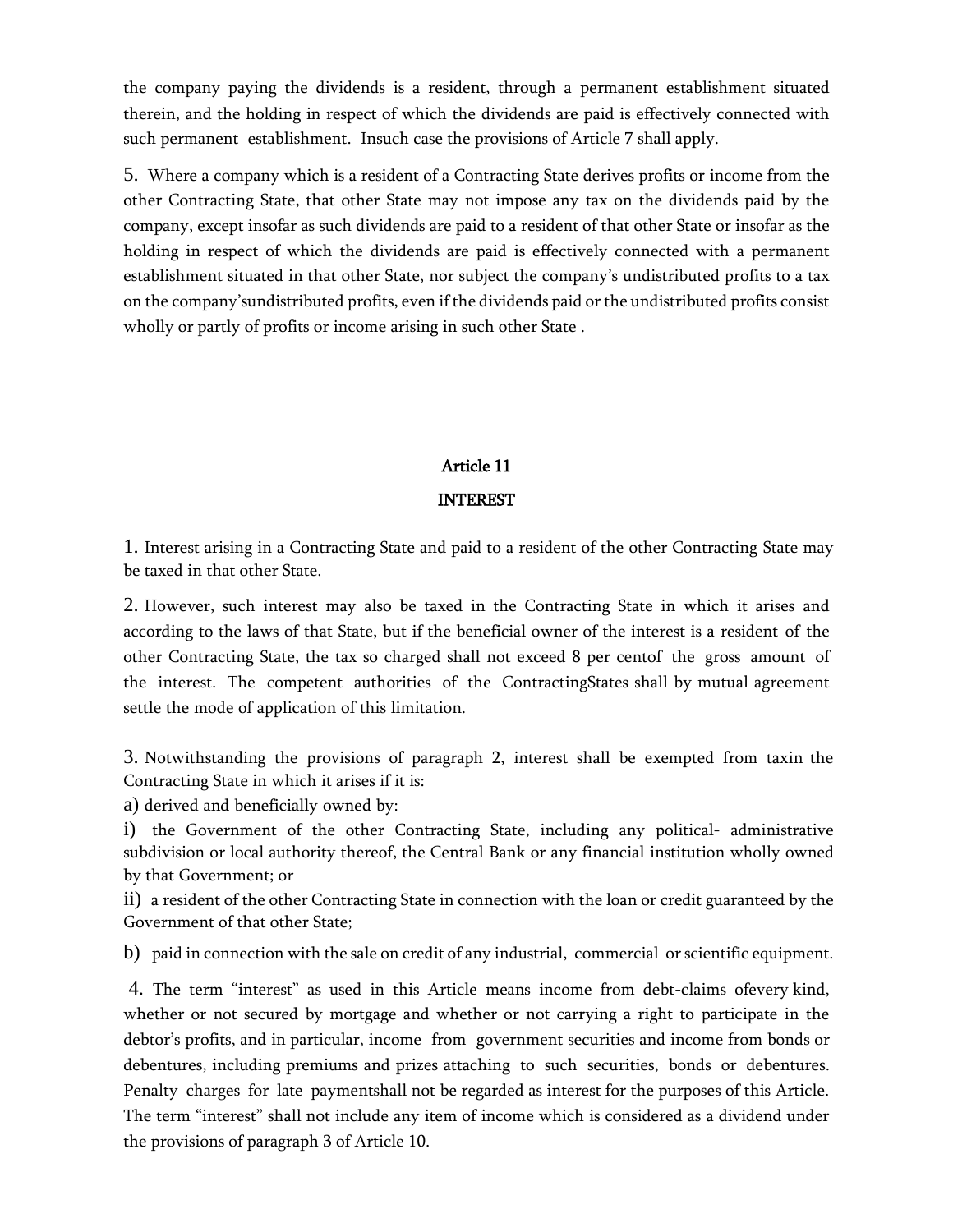the company paying the dividends is a resident, through a permanent establishment situated therein, and the holding in respect of which the dividends are paid is effectively connected with such permanent establishment. Insuch case the provisions of Article 7 shall apply.

5. Where a company which is a resident of a Contracting State derives profits or income from the other Contracting State, that other State may not impose any tax on the dividends paid by the company, except insofar as such dividends are paid to a resident of that other State or insofar as the holding in respect of which the dividends are paid is effectively connected with a permanent establishment situated in that other State, nor subject the company's undistributed profits to a tax on the company'sundistributed profits, even if the dividends paid or the undistributed profits consist wholly or partly of profits or income arising in such other State .

## Article 11

## INTEREST

1. Interest arising in a Contracting State and paid to a resident of the other Contracting State may be taxed in that other State.

2. However, such interest may also be taxed in the Contracting State in which it arises and according to the laws of that State, but if the beneficial owner of the interest is a resident of the other Contracting State, the tax so charged shall not exceed 8 per centof the gross amount of the interest. The competent authorities of the ContractingStates shall by mutual agreement settle the mode of application of this limitation.

3. Notwithstanding the provisions of paragraph 2, interest shall be exempted from taxin the Contracting State in which it arises if it is:

a) derived and beneficially owned by:

i) the Government of the other Contracting State, including any political- administrative subdivision or local authority thereof, the Central Bank or any financial institution wholly owned by that Government; or

ii) a resident of the other Contracting State in connection with the loan or credit guaranteed by the Government of that other State;

b) paid in connection with the sale on credit of any industrial, commercial or scientific equipment.

4. The term "interest" as used in this Article means income from debt-claims ofevery kind, whether or not secured by mortgage and whether or not carrying a right to participate in the debtor's profits, and in particular, income from government securities and income from bonds or debentures, including premiums and prizes attaching to such securities, bonds or debentures. Penalty charges for late paymentshall not be regarded as interest for the purposes of this Article. The term "interest" shall not include any item of income which is considered as a dividend under the provisions of paragraph 3 of Article 10.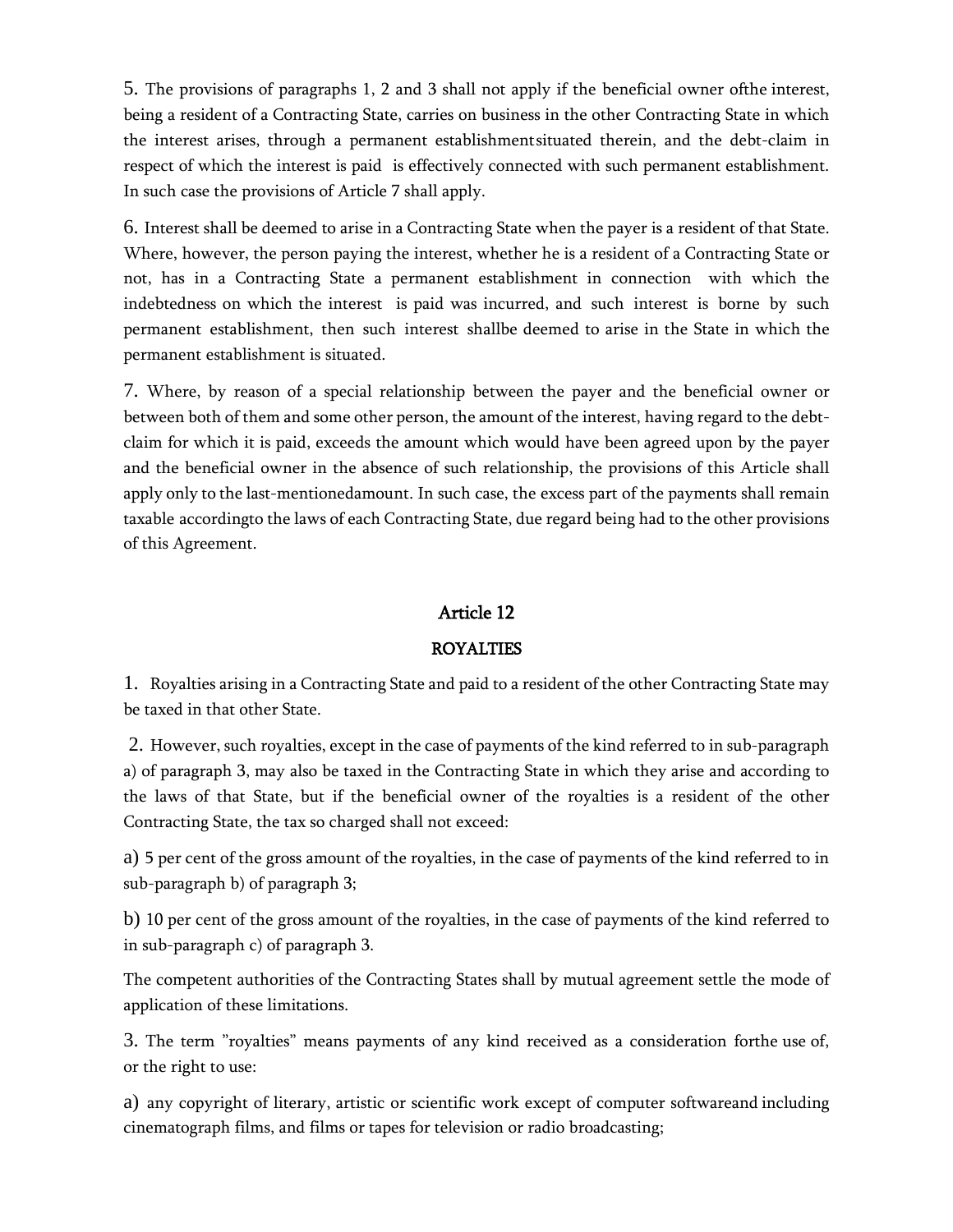5. The provisions of paragraphs 1, 2 and 3 shall not apply if the beneficial owner ofthe interest, being a resident of a Contracting State, carries on business in the other Contracting State in which the interest arises, through a permanent establishmentsituated therein, and the debt-claim in respect of which the interest is paid is effectively connected with such permanent establishment. In such case the provisions of Article 7 shall apply.

6. Interest shall be deemed to arise in a Contracting State when the payer is a resident of that State. Where, however, the person paying the interest, whether he is a resident of a Contracting State or not, has in a Contracting State a permanent establishment in connection with which the indebtedness on which the interest is paid was incurred, and such interest is borne by such permanent establishment, then such interest shallbe deemed to arise in the State in which the permanent establishment is situated.

7. Where, by reason of a special relationship between the payer and the beneficial owner or between both of them and some other person, the amount of the interest, having regard to the debt-claim for which it is paid, exceeds the amount which would have been agreed upon by the payer and the beneficial owner in the absence of such relationship, the provisions of this Article shall apply only to the last-mentionedamount. In such case, the excess part of the payments shall remain taxable accordingto the laws of each Contracting State, due regard being had to the other provisions of this Agreement.

## Article 12

### ROYALTIES

1. Royalties arising in a Contracting State and paid to a resident of the other Contracting State may be taxed in that other State.

2. However, such royalties, except in the case of payments of the kind referred to in sub-paragraph a) of paragraph 3, may also be taxed in the Contracting State in which they arise and according to the laws of that State, but if the beneficial owner of the royalties is a resident of the other Contracting State, the tax so charged shall not exceed:

a) 5 per cent of the gross amount of the royalties, in the case of payments of the kind referred to in sub-paragraph b) of paragraph 3;

b) 10 per cent of the gross amount of the royalties, in the case of payments of the kind referred to in sub-paragraph c) of paragraph 3.

The competent authorities of the Contracting States shall by mutual agreement settle the mode of application of these limitations.

3. The term "royalties" means payments of any kind received as a consideration forthe use of, or the right to use:

a) any copyright of literary, artistic or scientific work except of computer softwareand including cinematograph films, and films or tapes for television or radio broadcasting;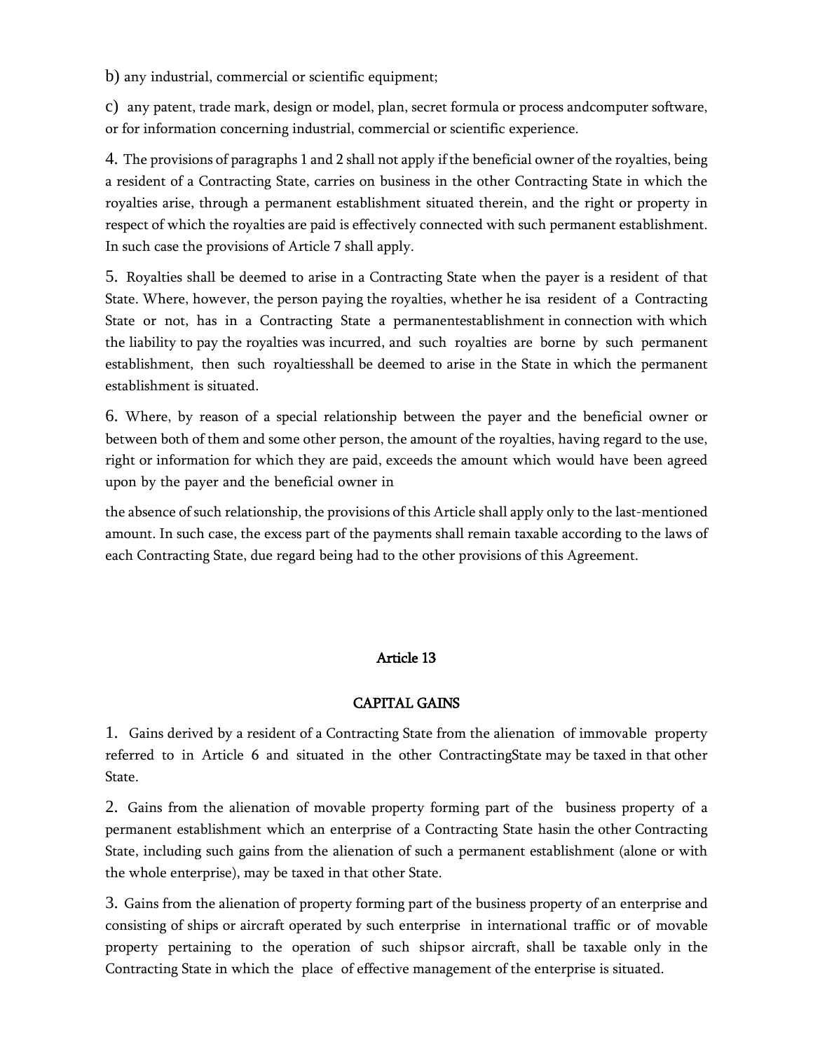b) any industrial, commercial or scientific equipment;

c) any patent, trade mark, design or model, plan, secret formula or process andcomputer software, or for information concerning industrial, commercial or scientific experience.

4. The provisions of paragraphs 1 and 2 shall not apply if the beneficial owner of the royalties, being a resident of a Contracting State, carries on business in the other Contracting State in which the royalties arise, through a permanent establishment situated therein, and the right or property in respect of which the royalties are paid is effectively connected with such permanent establishment. In such case the provisions of Article 7 shall apply.

5. Royalties shall be deemed to arise in a Contracting State when the payer is a resident of that State. Where, however, the person paying the royalties, whether he isa resident of a Contracting State or not, has in a Contracting State a permanentestablishment in connection with which the liability to pay the royalties was incurred, and such royalties are borne by such permanent establishment, then such royaltiesshall be deemed to arise in the State in which the permanent establishment is situated.

6. Where, by reason of a special relationship between the payer and the beneficial owner or between both of them and some other person, the amount of the royalties, having regard to the use, right or information for which they are paid, exceeds the amount which would have been agreed upon by the payer and the beneficial owner in

the absence of such relationship, the provisions of this Article shall apply only to the last-mentioned amount. In such case, the excess part of the payments shall remain taxable according to the laws of each Contracting State, due regard being had to the other provisions of this Agreement.

## Article 13

## CAPITAL GAINS

1. Gains derived by a resident of a Contracting State from the alienation of immovable property referred to in Article 6 and situated in the other ContractingState may be taxed in that other State.

2. Gains from the alienation of movable property forming part of the business property of a permanent establishment which an enterprise of a Contracting State hasin the other Contracting State, including such gains from the alienation of such a permanent establishment (alone or with the whole enterprise), may be taxed in that other State.

3. Gains from the alienation of property forming part of the business property of an enterprise and consisting of ships or aircraft operated by such enterprise in international traffic or of movable property pertaining to the operation of such shipsor aircraft, shall be taxable only in the Contracting State in which the place of effective management of the enterprise is situated.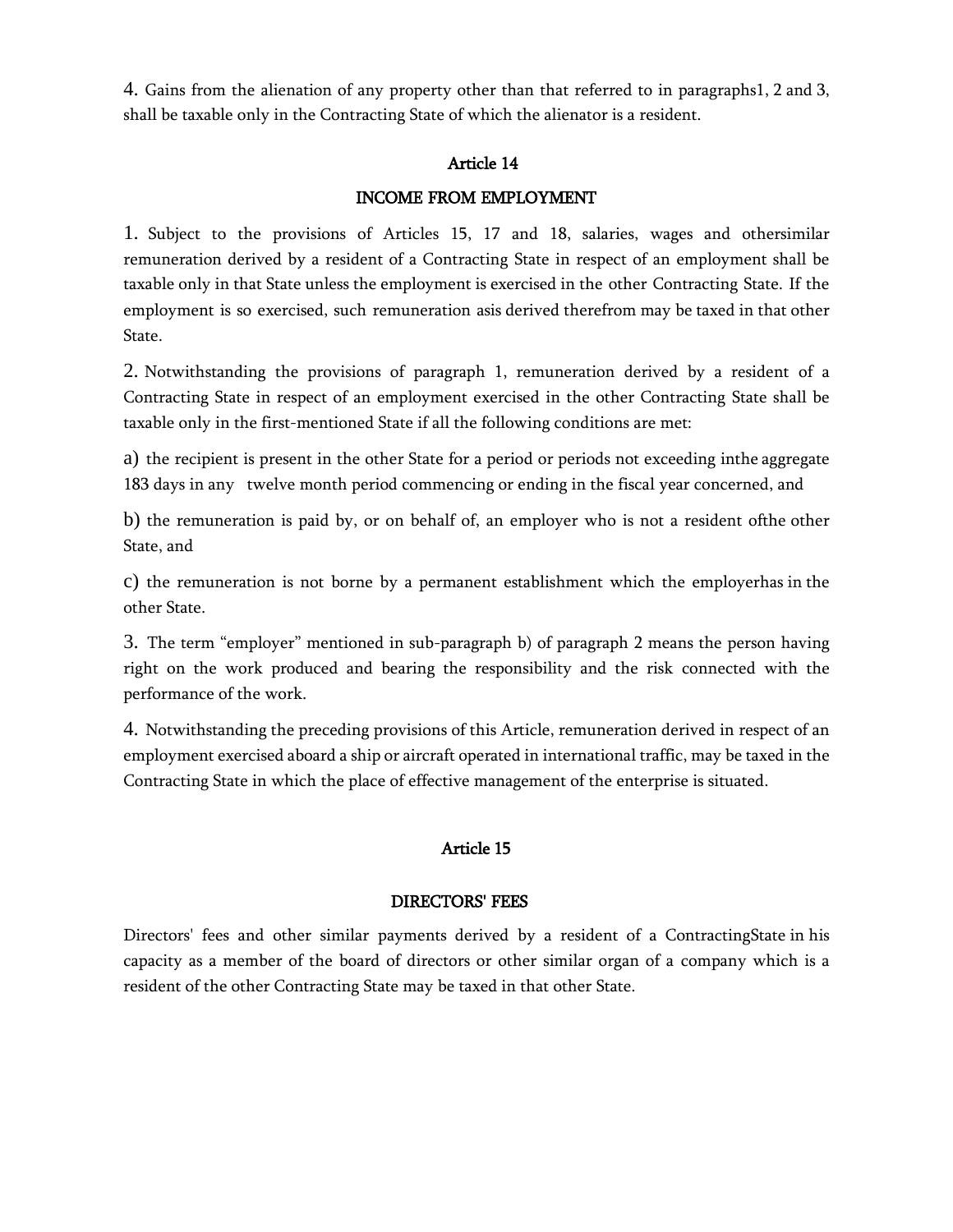4. Gains from the alienation of any property other than that referred to in paragraphs1, 2 and 3, shall be taxable only in the Contracting State of which the alienator is a resident.

## Article 14

## INCOME FROM EMPLOYMENT

1. Subject to the provisions of Articles 15, 17 and 18, salaries, wages and othersimilar remuneration derived by a resident of a Contracting State in respect of an employment shall be taxable only in that State unless the employment is exercised in the other Contracting State. If the employment is so exercised, such remuneration asis derived therefrom may be taxed in that other State.

2. Notwithstanding the provisions of paragraph 1, remuneration derived by a resident of a Contracting State in respect of an employment exercised in the other Contracting State shall be taxable only in the first-mentioned State if all the following conditions are met:

a) the recipient is present in the other State for a period or periods not exceeding inthe aggregate 183 days in any twelve month period commencing or ending in the fiscal year concerned, and

b) the remuneration is paid by, or on behalf of, an employer who is not a resident ofthe other State, and

c) the remuneration is not borne by a permanent establishment which the employerhas in the other State.

3. The term "employer" mentioned in sub-paragraph b) of paragraph 2 means the person having right on the work produced and bearing the responsibility and the risk connected with the performance of the work.

4. Notwithstanding the preceding provisions of this Article, remuneration derived in respect of an employment exercised aboard a ship or aircraft operated in international traffic, may be taxed in the Contracting State in which the place of effective management of the enterprise is situated.

## Article 15

## DIRECTORS' FEES

Directors' fees and other similar payments derived by a resident of a ContractingState in his capacity as a member of the board of directors or other similar organ of a company which is a resident of the other Contracting State may be taxed in that other State.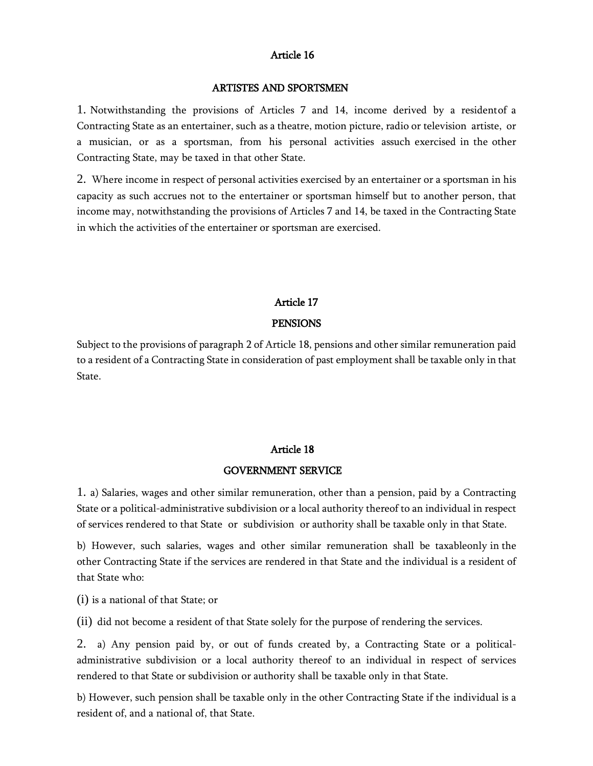## Article 16

### ARTISTES AND SPORTSMEN

1. Notwithstanding the provisions of Articles 7 and 14, income derived by a residentof a Contracting State as an entertainer, such as a theatre, motion picture, radio or television artiste, or a musician, or as a sportsman, from his personal activities assuch exercised in the other Contracting State, may be taxed in that other State.

2. Where income in respect of personal activities exercised by an entertainer or a sportsman in his capacity as such accrues not to the entertainer or sportsman himself but to another person, that income may, notwithstanding the provisions of Articles 7 and 14, be taxed in the Contracting State in which the activities of the entertainer or sportsman are exercised.

## Article 17

### PENSIONS

Subject to the provisions of paragraph 2 of Article 18, pensions and other similar remuneration paid to a resident of a Contracting State in consideration of past employment shall be taxable only in that State.

## Article 18

### GOVERNMENT SERVICE

1. a) Salaries, wages and other similar remuneration, other than a pension, paid by a Contracting State or a political-administrative subdivision or a local authority thereof to an individual in respect of services rendered to that State or subdivision or authority shall be taxable only in that State.

b) However, such salaries, wages and other similar remuneration shall be taxableonly in the other Contracting State if the services are rendered in that State and the individual is a resident of that State who:

(i) is a national of that State; or

(ii) did not become a resident of that State solely for the purpose of rendering the services.

2. a) Any pension paid by, or out of funds created by, a Contracting State or a political-administrative subdivision or a local authority thereof to an individual in respect of services rendered to that State or subdivision or authority shall be taxable only in that State.

b) However, such pension shall be taxable only in the other Contracting State if the individual is a resident of, and a national of, that State.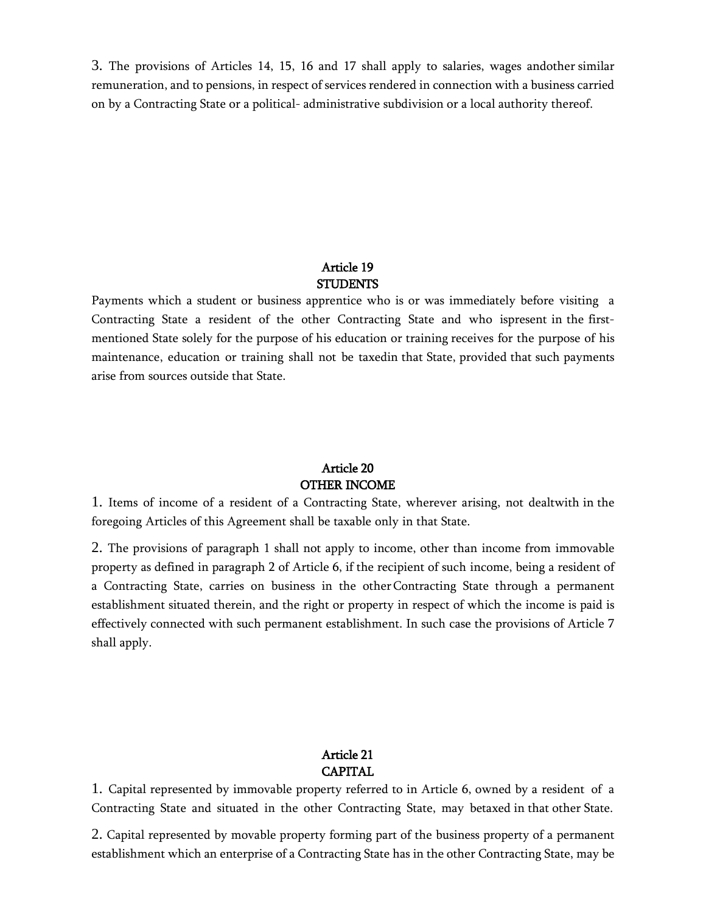3. The provisions of Articles 14, 15, 16 and 17 shall apply to salaries, wages andother similar remuneration, and to pensions, in respect of services rendered in connection with a business carried on by a Contracting State or a political- administrative subdivision or a local authority thereof.

## Article 19
## STUDENTS

Payments which a student or business apprentice who is or was immediately before visiting a Contracting State a resident of the other Contracting State and who ispresent in the first-mentioned State solely for the purpose of his education or training receives for the purpose of his maintenance, education or training shall not be taxedin that State, provided that such payments arise from sources outside that State.

## Article 20
## OTHER INCOME

1. Items of income of a resident of a Contracting State, wherever arising, not dealtwith in the foregoing Articles of this Agreement shall be taxable only in that State.

2. The provisions of paragraph 1 shall not apply to income, other than income from immovable property as defined in paragraph 2 of Article 6, if the recipient of such income, being a resident of a Contracting State, carries on business in the other Contracting State through a permanent establishment situated therein, and the right or property in respect of which the income is paid is effectively connected with such permanent establishment. In such case the provisions of Article 7 shall apply.

## Article 21
## CAPITAL

1. Capital represented by immovable property referred to in Article 6, owned by a resident of a Contracting State and situated in the other Contracting State, may betaxed in that other State.

2. Capital represented by movable property forming part of the business property of a permanent establishment which an enterprise of a Contracting State has in the other Contracting State, may be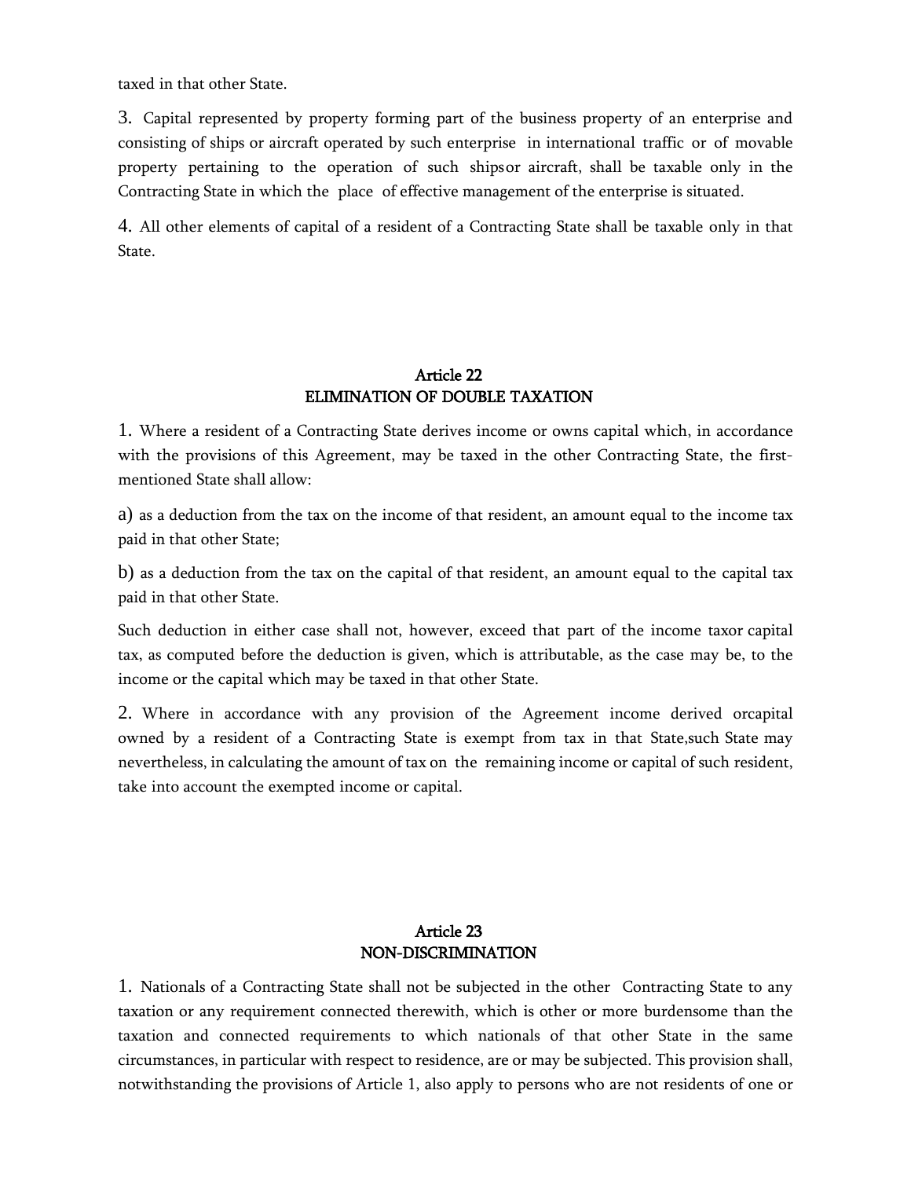taxed in that other State.

3. Capital represented by property forming part of the business property of an enterprise and consisting of ships or aircraft operated by such enterprise in international traffic or of movable property pertaining to the operation of such shipsor aircraft, shall be taxable only in the Contracting State in which the place of effective management of the enterprise is situated.

4. All other elements of capital of a resident of a Contracting State shall be taxable only in that State.

## Article 22
## ELIMINATION OF DOUBLE TAXATION

1. Where a resident of a Contracting State derives income or owns capital which, in accordance with the provisions of this Agreement, may be taxed in the other Contracting State, the first-mentioned State shall allow:

a) as a deduction from the tax on the income of that resident, an amount equal to the income tax paid in that other State;

b) as a deduction from the tax on the capital of that resident, an amount equal to the capital tax paid in that other State.

Such deduction in either case shall not, however, exceed that part of the income taxor capital tax, as computed before the deduction is given, which is attributable, as the case may be, to the income or the capital which may be taxed in that other State.

2. Where in accordance with any provision of the Agreement income derived orcapital owned by a resident of a Contracting State is exempt from tax in that State,such State may nevertheless, in calculating the amount of tax on the remaining income or capital of such resident, take into account the exempted income or capital.

## Article 23
## NON-DISCRIMINATION

1. Nationals of a Contracting State shall not be subjected in the other Contracting State to any taxation or any requirement connected therewith, which is other or more burdensome than the taxation and connected requirements to which nationals of that other State in the same circumstances, in particular with respect to residence, are or may be subjected. This provision shall, notwithstanding the provisions of Article 1, also apply to persons who are not residents of one or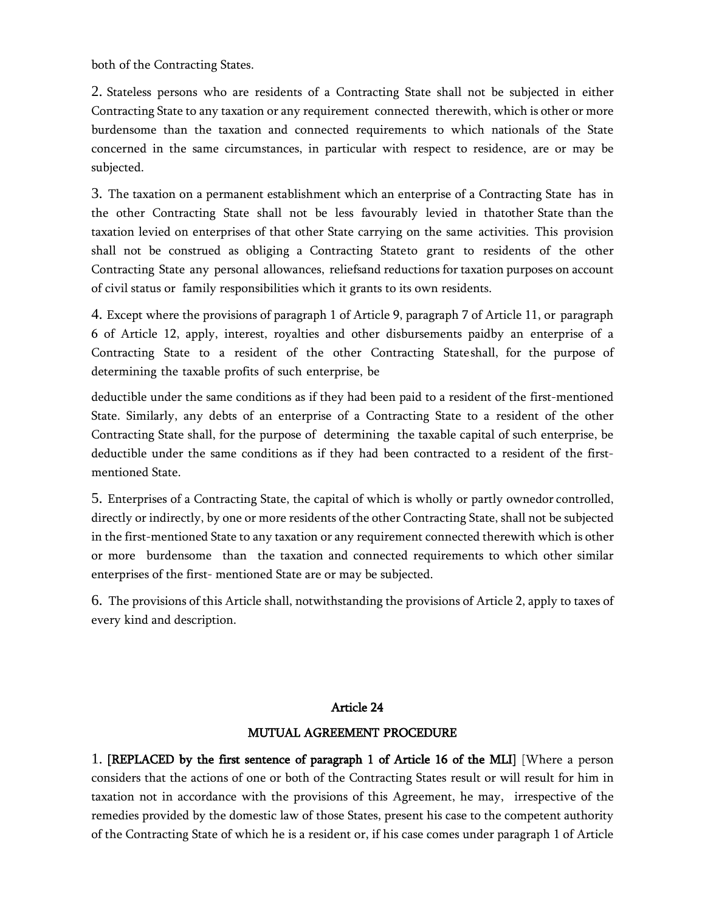both of the Contracting States.

2. Stateless persons who are residents of a Contracting State shall not be subjected in either Contracting State to any taxation or any requirement connected therewith, which is other or more burdensome than the taxation and connected requirements to which nationals of the State concerned in the same circumstances, in particular with respect to residence, are or may be subjected.

3. The taxation on a permanent establishment which an enterprise of a Contracting State has in the other Contracting State shall not be less favourably levied in thatother State than the taxation levied on enterprises of that other State carrying on the same activities. This provision shall not be construed as obliging a Contracting Stateto grant to residents of the other Contracting State any personal allowances, reliefsand reductions for taxation purposes on account of civil status or family responsibilities which it grants to its own residents.

4. Except where the provisions of paragraph 1 of Article 9, paragraph 7 of Article 11, or paragraph 6 of Article 12, apply, interest, royalties and other disbursements paidby an enterprise of a Contracting State to a resident of the other Contracting Stateshall, for the purpose of determining the taxable profits of such enterprise, be deductible under the same conditions as if they had been paid to a resident of the first-mentioned State. Similarly, any debts of an enterprise of a Contracting State to a resident of the other Contracting State shall, for the purpose of determining the taxable capital of such enterprise, be deductible under the same conditions as if they had been contracted to a resident of the first-mentioned State.

5. Enterprises of a Contracting State, the capital of which is wholly or partly ownedor controlled, directly or indirectly, by one or more residents of the other Contracting State, shall not be subjected in the first-mentioned State to any taxation or any requirement connected therewith which is other or more burdensome than the taxation and connected requirements to which other similar enterprises of the first- mentioned State are or may be subjected.

6. The provisions of this Article shall, notwithstanding the provisions of Article 2, apply to taxes of every kind and description.

## Article 24

## MUTUAL AGREEMENT PROCEDURE

1. **[REPLACED by the first sentence of paragraph 1 of Article 16 of the MLI]** [Where a person considers that the actions of one or both of the Contracting States result or will result for him in taxation not in accordance with the provisions of this Agreement, he may, irrespective of the remedies provided by the domestic law of those States, present his case to the competent authority of the Contracting State of which he is a resident or, if his case comes under paragraph 1 of Article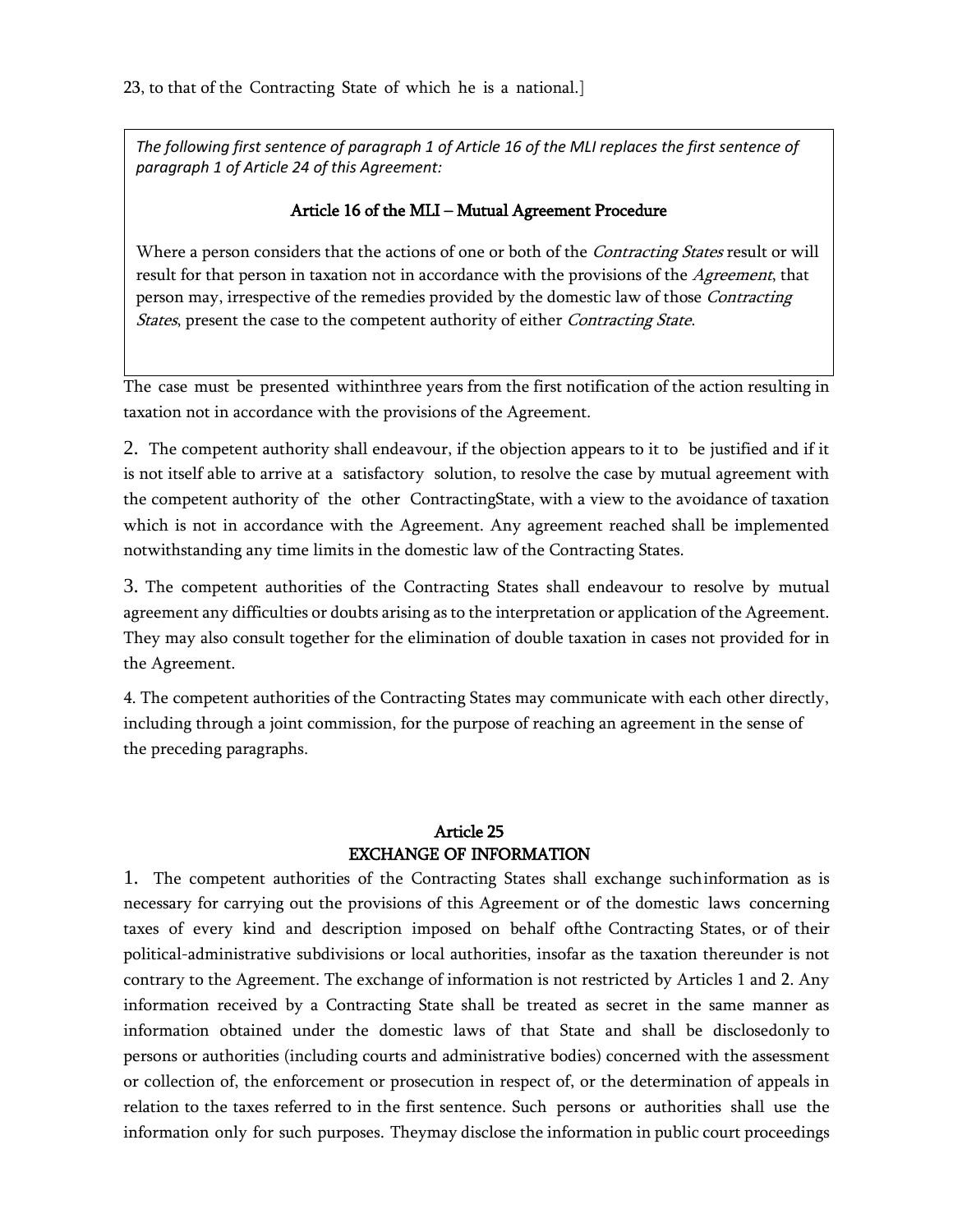23, to that of the Contracting State of which he is a national.]

> *The following first sentence of paragraph 1 of Article 16 of the MLI replaces the first sentence of paragraph 1 of Article 24 of this Agreement:*
>
> **Article 16 of the MLI – Mutual Agreement Procedure**
>
> Where a person considers that the actions of one or both of the *Contracting States* result or will result for that person in taxation not in accordance with the provisions of the *Agreement*, that person may, irrespective of the remedies provided by the domestic law of those *Contracting States*, present the case to the competent authority of either *Contracting State*.

The case must be presented withinthree years from the first notification of the action resulting in taxation not in accordance with the provisions of the Agreement.

2. The competent authority shall endeavour, if the objection appears to it to be justified and if it is not itself able to arrive at a satisfactory solution, to resolve the case by mutual agreement with the competent authority of the other ContractingState, with a view to the avoidance of taxation which is not in accordance with the Agreement. Any agreement reached shall be implemented notwithstanding any time limits in the domestic law of the Contracting States.

3. The competent authorities of the Contracting States shall endeavour to resolve by mutual agreement any difficulties or doubts arising as to the interpretation or application of the Agreement. They may also consult together for the elimination of double taxation in cases not provided for in the Agreement.

4. The competent authorities of the Contracting States may communicate with each other directly, including through a joint commission, for the purpose of reaching an agreement in the sense of the preceding paragraphs.

## Article 25
## EXCHANGE OF INFORMATION

1. The competent authorities of the Contracting States shall exchange suchinformation as is necessary for carrying out the provisions of this Agreement or of the domestic laws concerning taxes of every kind and description imposed on behalf ofthe Contracting States, or of their political-administrative subdivisions or local authorities, insofar as the taxation thereunder is not contrary to the Agreement. The exchange of information is not restricted by Articles 1 and 2. Any information received by a Contracting State shall be treated as secret in the same manner as information obtained under the domestic laws of that State and shall be disclosedonly to persons or authorities (including courts and administrative bodies) concerned with the assessment or collection of, the enforcement or prosecution in respect of, or the determination of appeals in relation to the taxes referred to in the first sentence. Such persons or authorities shall use the information only for such purposes. Theymay disclose the information in public court proceedings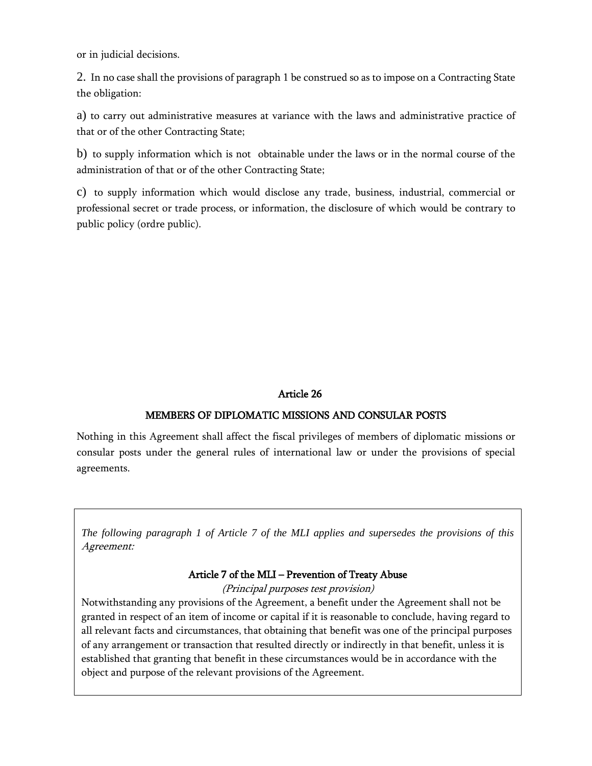or in judicial decisions.

2. In no case shall the provisions of paragraph 1 be construed so as to impose on a Contracting State the obligation:

a) to carry out administrative measures at variance with the laws and administrative practice of that or of the other Contracting State;

b) to supply information which is not obtainable under the laws or in the normal course of the administration of that or of the other Contracting State;

c) to supply information which would disclose any trade, business, industrial, commercial or professional secret or trade process, or information, the disclosure of which would be contrary to public policy (ordre public).

## Article 26

## MEMBERS OF DIPLOMATIC MISSIONS AND CONSULAR POSTS

Nothing in this Agreement shall affect the fiscal privileges of members of diplomatic missions or consular posts under the general rules of international law or under the provisions of special agreements.

*The following paragraph 1 of Article 7 of the MLI applies and supersedes the provisions of this Agreement:*

### Article 7 of the MLI – Prevention of Treaty Abuse

*(Principal purposes test provision)*

Notwithstanding any provisions of the Agreement, a benefit under the Agreement shall not be granted in respect of an item of income or capital if it is reasonable to conclude, having regard to all relevant facts and circumstances, that obtaining that benefit was one of the principal purposes of any arrangement or transaction that resulted directly or indirectly in that benefit, unless it is established that granting that benefit in these circumstances would be in accordance with the object and purpose of the relevant provisions of the Agreement.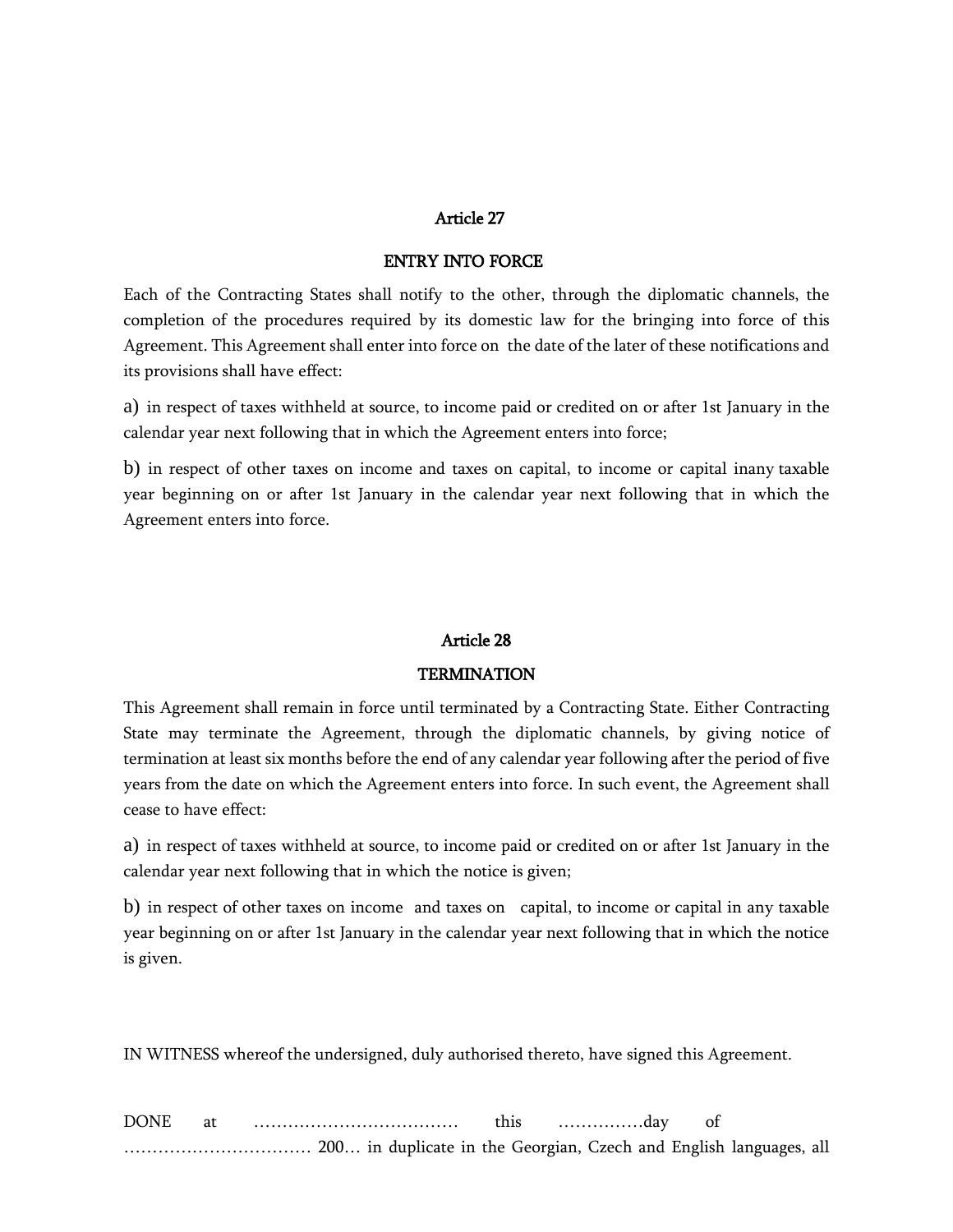## Article 27

## ENTRY INTO FORCE

Each of the Contracting States shall notify to the other, through the diplomatic channels, the completion of the procedures required by its domestic law for the bringing into force of this Agreement. This Agreement shall enter into force on the date of the later of these notifications and its provisions shall have effect:

a) in respect of taxes withheld at source, to income paid or credited on or after 1st January in the calendar year next following that in which the Agreement enters into force;

b) in respect of other taxes on income and taxes on capital, to income or capital inany taxable year beginning on or after 1st January in the calendar year next following that in which the Agreement enters into force.

## Article 28

## TERMINATION

This Agreement shall remain in force until terminated by a Contracting State. Either Contracting State may terminate the Agreement, through the diplomatic channels, by giving notice of termination at least six months before the end of any calendar year following after the period of five years from the date on which the Agreement enters into force. In such event, the Agreement shall cease to have effect:

a) in respect of taxes withheld at source, to income paid or credited on or after 1st January in the calendar year next following that in which the notice is given;

b) in respect of other taxes on income and taxes on capital, to income or capital in any taxable year beginning on or after 1st January in the calendar year next following that in which the notice is given.

IN WITNESS whereof the undersigned, duly authorised thereto, have signed this Agreement.

DONE at ……………………………… this ……………day of …………………………… 200… in duplicate in the Georgian, Czech and English languages, all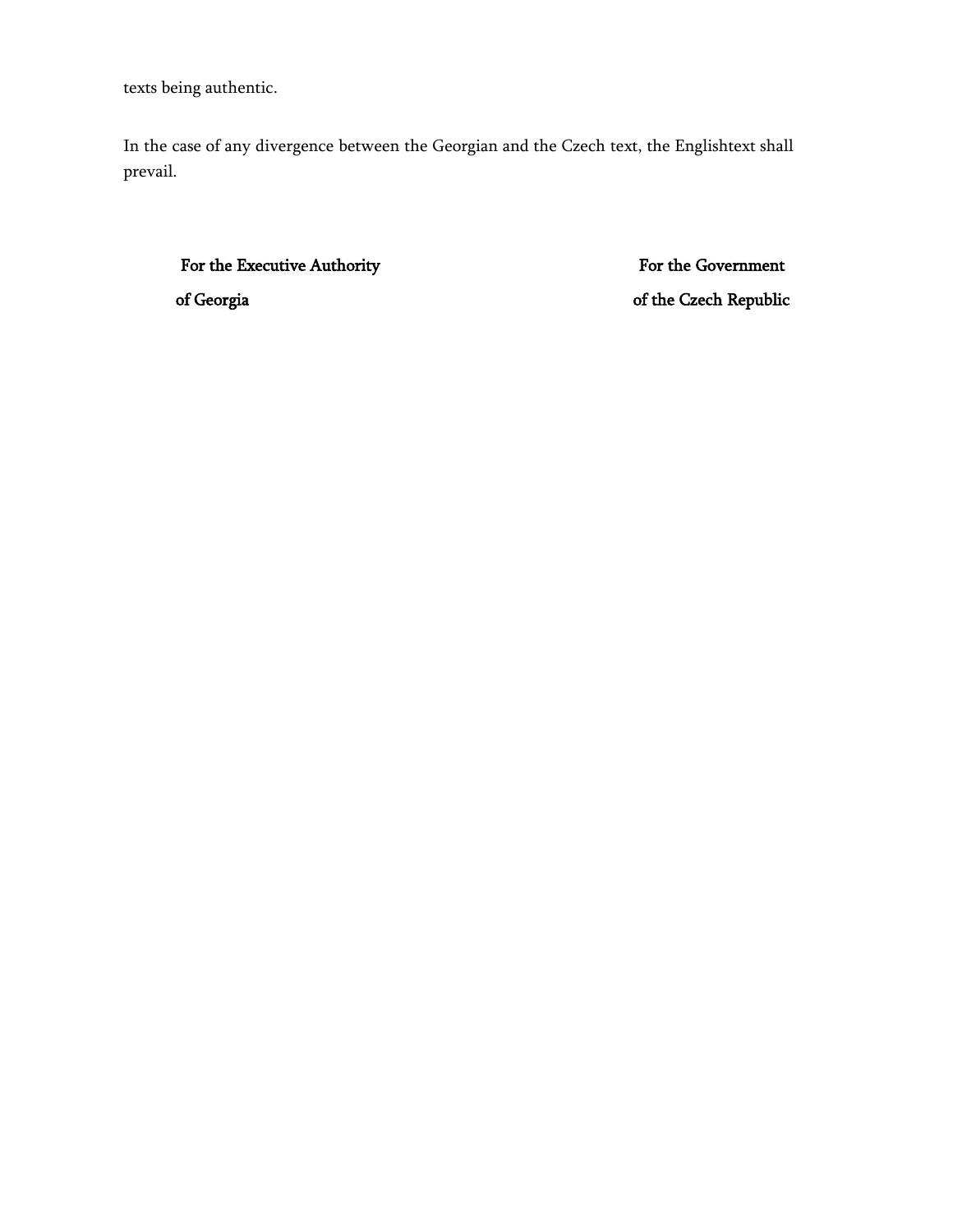texts being authentic.

In the case of any divergence between the Georgian and the Czech text, the Englishtext shall prevail.

| | |
|---|---|
| For the Executive Authority of Georgia | For the Government of the Czech Republic |